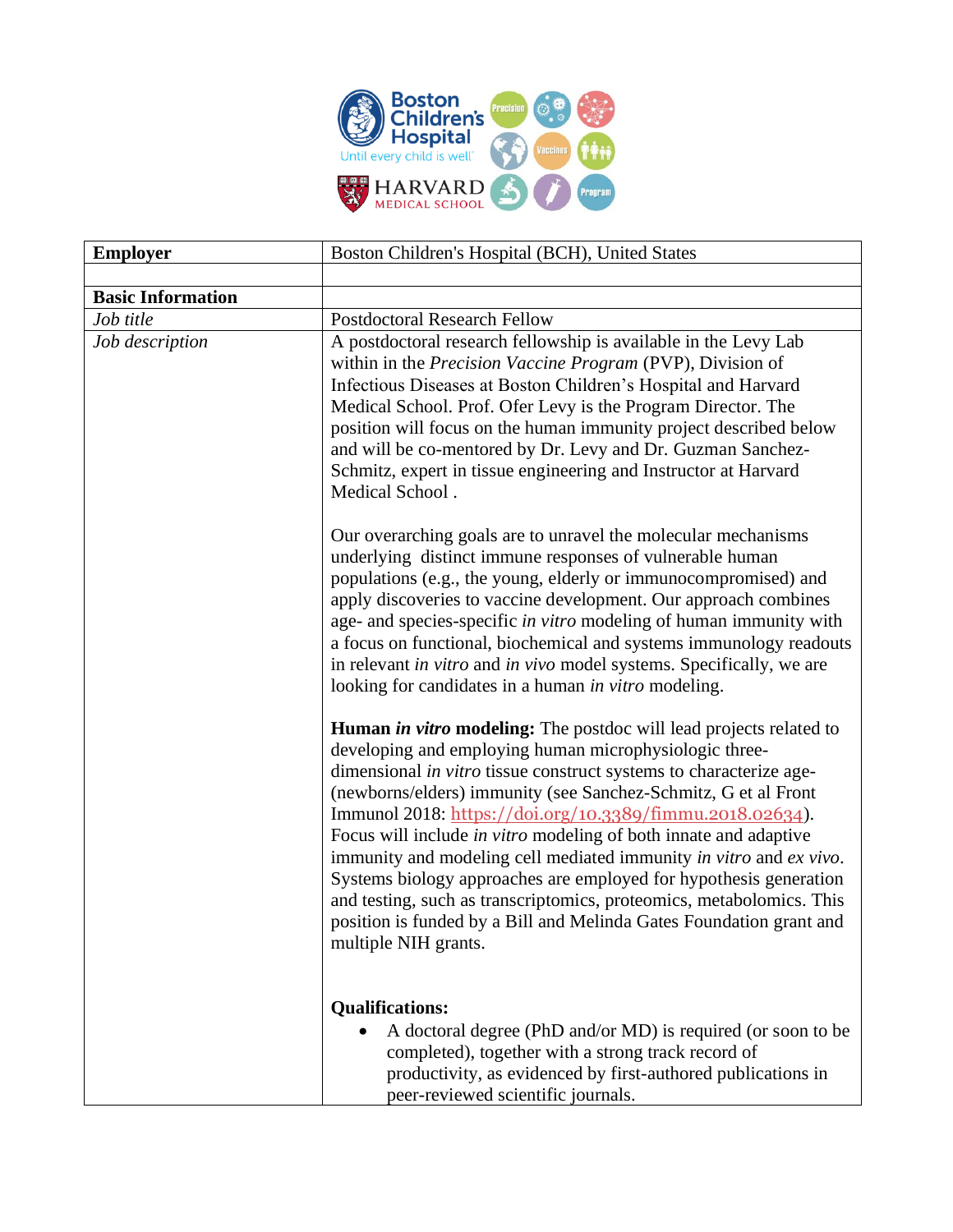| **Employer** | Boston Children's Hospital (BCH), United States |
| --- | --- |
| | |
| **Basic Information** | |
| *Job title* | Postdoctoral Research Fellow |
| *Job description* | A postdoctoral research fellowship is available in the Levy Lab within in the *Precision Vaccine Program* (PVP), Division of Infectious Diseases at Boston Children's Hospital and Harvard Medical School. Prof. Ofer Levy is the Program Director. The position will focus on the human immunity project described below and will be co-mentored by Dr. Levy and Dr. Guzman Sanchez-Schmitz, expert in tissue engineering and Instructor at Harvard Medical School .<br><br>Our overarching goals are to unravel the molecular mechanisms underlying distinct immune responses of vulnerable human populations (e.g., the young, elderly or immunocompromised) and apply discoveries to vaccine development. Our approach combines age- and species-specific *in vitro* modeling of human immunity with a focus on functional, biochemical and systems immunology readouts in relevant *in vitro* and *in vivo* model systems. Specifically, we are looking for candidates in a human *in vitro* modeling.<br><br>**Human *in vitro* modeling:** The postdoc will lead projects related to developing and employing human microphysiologic three-dimensional *in vitro* tissue construct systems to characterize age-(newborns/elders) immunity (see Sanchez-Schmitz, G et al Front Immunol 2018: https://doi.org/10.3389/fimmu.2018.02634). Focus will include *in vitro* modeling of both innate and adaptive immunity and modeling cell mediated immunity *in vitro* and *ex vivo*. Systems biology approaches are employed for hypothesis generation and testing, such as transcriptomics, proteomics, metabolomics. This position is funded by a Bill and Melinda Gates Foundation grant and multiple NIH grants.<br><br>**Qualifications:**<br>• A doctoral degree (PhD and/or MD) is required (or soon to be completed), together with a strong track record of productivity, as evidenced by first-authored publications in peer-reviewed scientific journals. |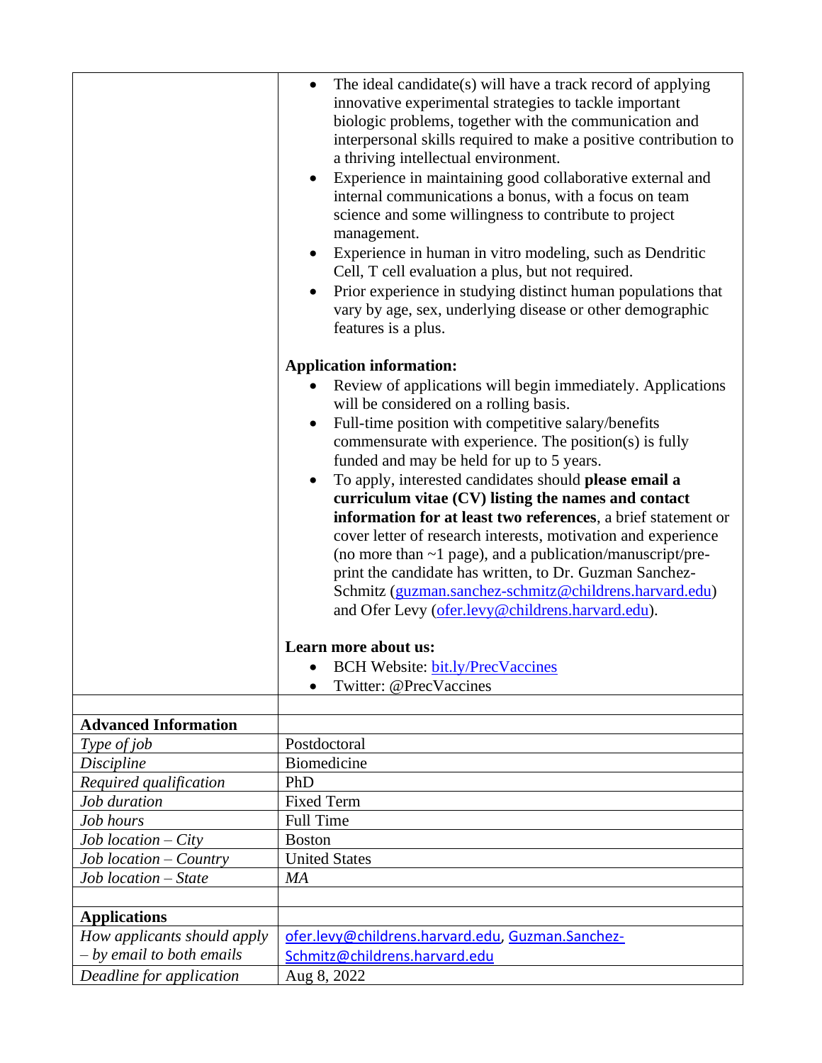|  |  |
|---|---|
|  | • The ideal candidate(s) will have a track record of applying innovative experimental strategies to tackle important biologic problems, together with the communication and interpersonal skills required to make a positive contribution to a thriving intellectual environment.<br>• Experience in maintaining good collaborative external and internal communications a bonus, with a focus on team science and some willingness to contribute to project management.<br>• Experience in human in vitro modeling, such as Dendritic Cell, T cell evaluation a plus, but not required.<br>• Prior experience in studying distinct human populations that vary by age, sex, underlying disease or other demographic features is a plus.<br><br>**Application information:**<br>• Review of applications will begin immediately. Applications will be considered on a rolling basis.<br>• Full-time position with competitive salary/benefits commensurate with experience. The position(s) is fully funded and may be held for up to 5 years.<br>• To apply, interested candidates should **please email a curriculum vitae (CV) listing the names and contact information for at least two references**, a brief statement or cover letter of research interests, motivation and experience (no more than ~1 page), and a publication/manuscript/pre-print the candidate has written, to Dr. Guzman Sanchez-Schmitz (guzman.sanchez-schmitz@childrens.harvard.edu) and Ofer Levy (ofer.levy@childrens.harvard.edu).<br><br>**Learn more about us:**<br>• BCH Website: bit.ly/PrecVaccines<br>• Twitter: @PrecVaccines |
|  |  |
| **Advanced Information** |  |
| *Type of job* | Postdoctoral |
| *Discipline* | Biomedicine |
| *Required qualification* | PhD |
| *Job duration* | Fixed Term |
| *Job hours* | Full Time |
| *Job location – City* | Boston |
| *Job location – Country* | United States |
| *Job location – State* | *MA* |
|  |  |
| **Applications** |  |
| *How applicants should apply – by email to both emails* | ofer.levy@childrens.harvard.edu, Guzman.Sanchez-Schmitz@childrens.harvard.edu |
| *Deadline for application* | Aug 8, 2022 |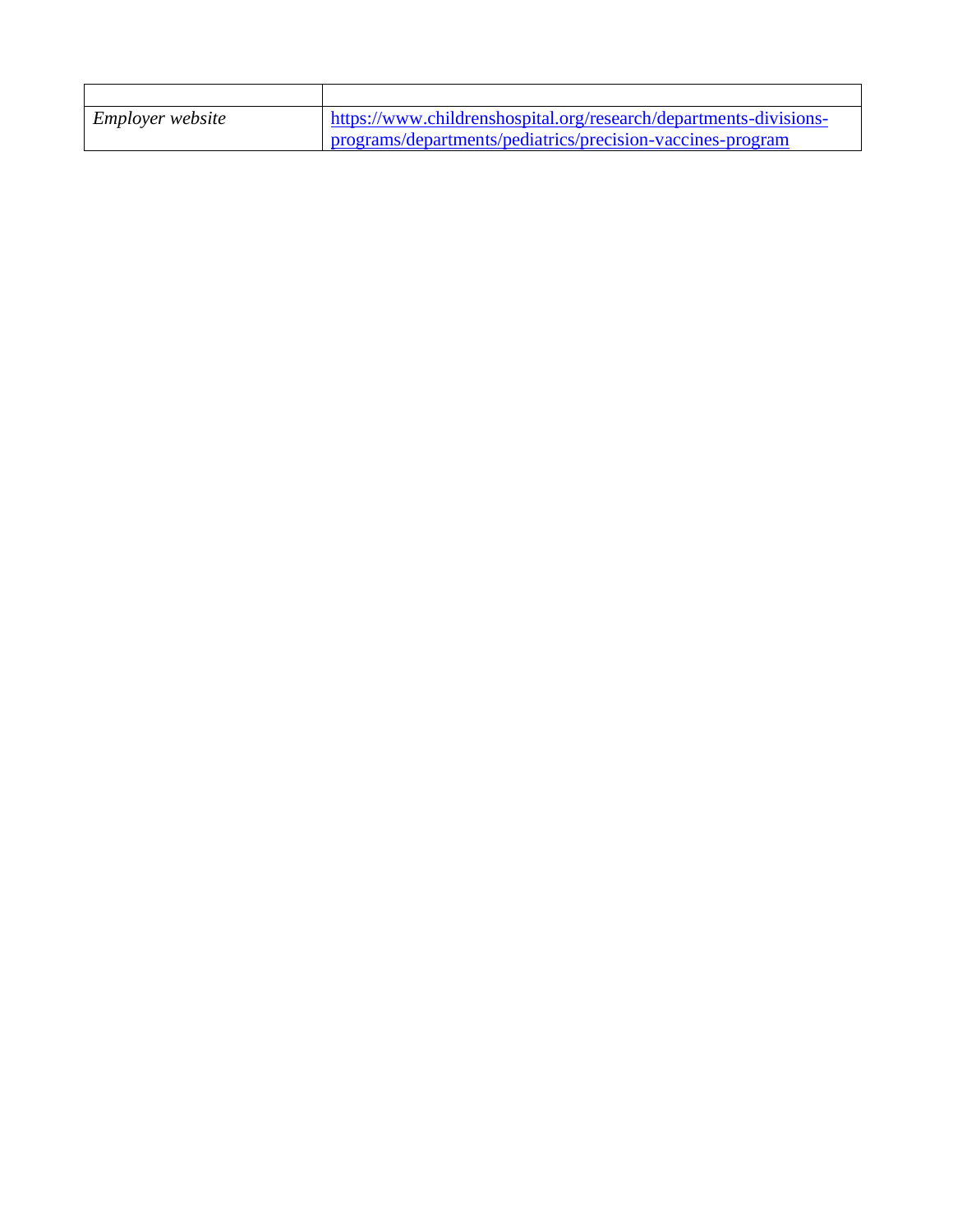| | |
|---|---|
| *Employer website* | https://www.childrenshospital.org/research/departments-divisions-programs/departments/pediatrics/precision-vaccines-program |